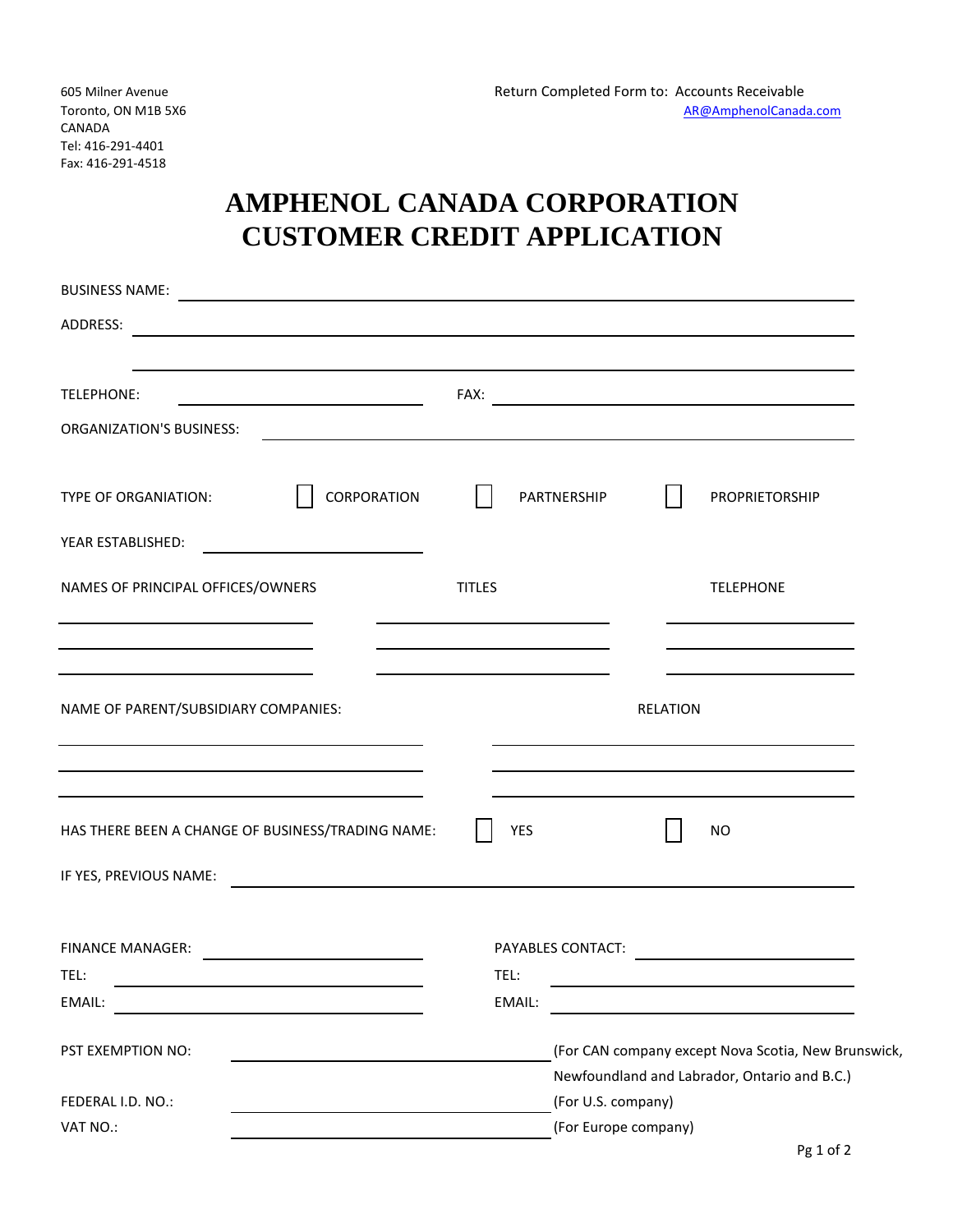605 Milner Avenue
Toronto, ON M1B 5X6
CANADA
Tel: 416-291-4401
Fax: 416-291-4518

Return Completed Form to: Accounts Receivable
AR@AmphenolCanada.com

# AMPHENOL CANADA CORPORATION
# CUSTOMER CREDIT APPLICATION

BUSINESS NAME: ______________________________

ADDRESS: ______________________________

______________________________

TELEPHONE: ______________ FAX: ______________

ORGANIZATION'S BUSINESS: ______________________________

TYPE OF ORGANIATION: ☐ CORPORATION ☐ PARTNERSHIP ☐ PROPRIETORSHIP

YEAR ESTABLISHED: ______________

| NAMES OF PRINCIPAL OFFICES/OWNERS | TITLES | TELEPHONE |
| --- | --- | --- |
| | | |
| | | |
| | | |

| NAME OF PARENT/SUBSIDIARY COMPANIES: | RELATION |
| --- | --- |
| | |
| | |
| | |

HAS THERE BEEN A CHANGE OF BUSINESS/TRADING NAME: ☐ YES ☐ NO

IF YES, PREVIOUS NAME: ______________________________

FINANCE MANAGER: ______________ PAYABLES CONTACT: ______________

TEL: ______________ TEL: ______________

EMAIL: ______________ EMAIL: ______________

PST EXEMPTION NO: ______________ (For CAN company except Nova Scotia, New Brunswick, Newfoundland and Labrador, Ontario and B.C.)

FEDERAL I.D. NO.: ______________ (For U.S. company)

VAT NO.: ______________ (For Europe company)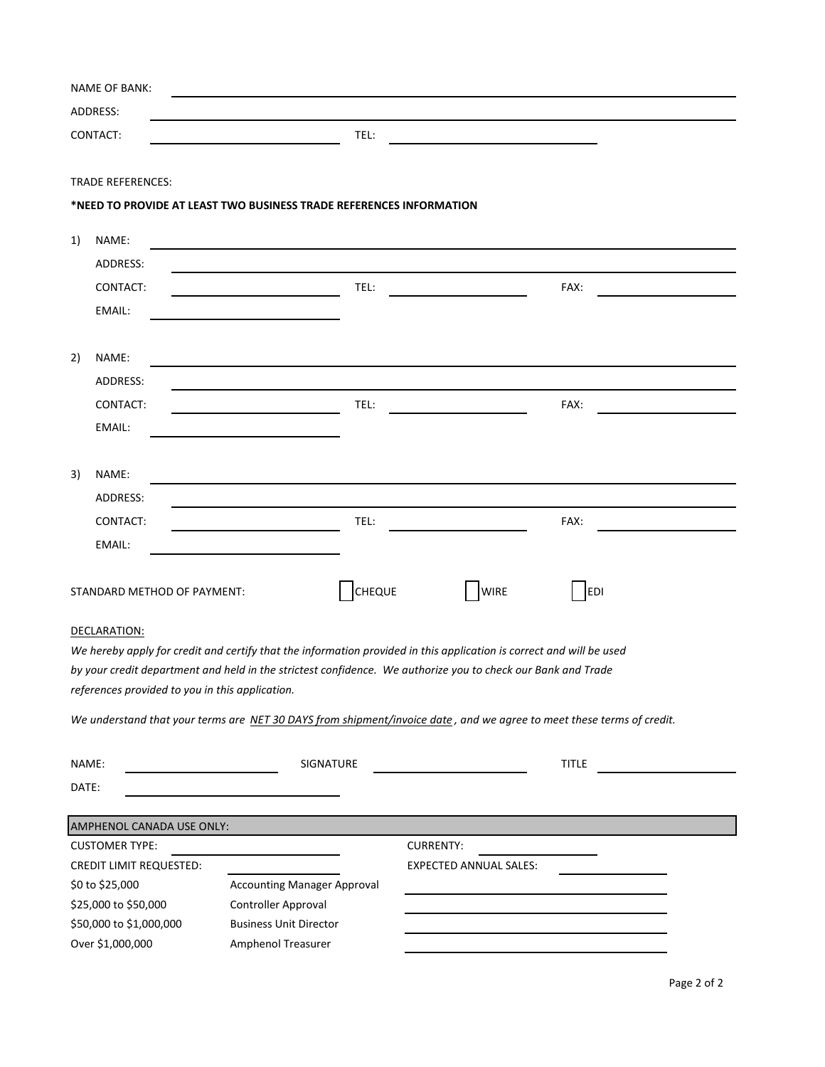NAME OF BANK: \_\_\_\_\_\_\_\_\_\_\_\_\_\_\_\_\_\_\_\_

ADDRESS: \_\_\_\_\_\_\_\_\_\_\_\_\_\_\_\_\_\_\_\_

CONTACT: \_\_\_\_\_\_\_\_\_\_ TEL: \_\_\_\_\_\_\_\_\_\_

TRADE REFERENCES:

**\*NEED TO PROVIDE AT LEAST TWO BUSINESS TRADE REFERENCES INFORMATION**

1) NAME: \_\_\_\_\_\_\_\_\_\_\_\_\_\_\_\_\_\_\_\_

   ADDRESS: \_\_\_\_\_\_\_\_\_\_\_\_\_\_\_\_\_\_\_\_

   CONTACT: \_\_\_\_\_\_\_\_\_\_ TEL: \_\_\_\_\_\_\_\_\_\_ FAX: \_\_\_\_\_\_\_\_\_\_

   EMAIL: \_\_\_\_\_\_\_\_\_\_

2) NAME: \_\_\_\_\_\_\_\_\_\_\_\_\_\_\_\_\_\_\_\_

   ADDRESS: \_\_\_\_\_\_\_\_\_\_\_\_\_\_\_\_\_\_\_\_

   CONTACT: \_\_\_\_\_\_\_\_\_\_ TEL: \_\_\_\_\_\_\_\_\_\_ FAX: \_\_\_\_\_\_\_\_\_\_

   EMAIL: \_\_\_\_\_\_\_\_\_\_

3) NAME: \_\_\_\_\_\_\_\_\_\_\_\_\_\_\_\_\_\_\_\_

   ADDRESS: \_\_\_\_\_\_\_\_\_\_\_\_\_\_\_\_\_\_\_\_

   CONTACT: \_\_\_\_\_\_\_\_\_\_ TEL: \_\_\_\_\_\_\_\_\_\_ FAX: \_\_\_\_\_\_\_\_\_\_

   EMAIL: \_\_\_\_\_\_\_\_\_\_

STANDARD METHOD OF PAYMENT: ☐ CHEQUE ☐ WIRE ☐ EDI

DECLARATION:

*We hereby apply for credit and certify that the information provided in this application is correct and will be used by your credit department and held in the strictest confidence. We authorize you to check our Bank and Trade references provided to you in this application.*

*We understand that your terms are NET 30 DAYS from shipment/invoice date, and we agree to meet these terms of credit.*

NAME: \_\_\_\_\_\_\_\_\_\_ SIGNATURE \_\_\_\_\_\_\_\_\_\_ TITLE \_\_\_\_\_\_\_\_\_\_

DATE: \_\_\_\_\_\_\_\_\_\_

| AMPHENOL CANADA USE ONLY: | | | |
|---|---|---|---|
| CUSTOMER TYPE: | | CURRENTY: | |
| CREDIT LIMIT REQUESTED: | | EXPECTED ANNUAL SALES: | |
| \$0 to \$25,000 | Accounting Manager Approval | | |
| \$25,000 to \$50,000 | Controller Approval | | |
| \$50,000 to \$1,000,000 | Business Unit Director | | |
| Over \$1,000,000 | Amphenol Treasurer | | |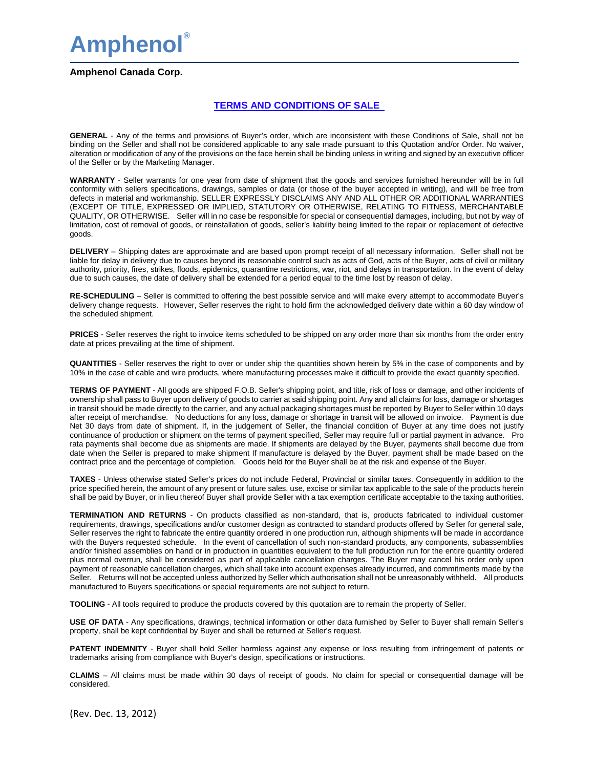# Amphenol®

**Amphenol Canada Corp.**

## TERMS AND CONDITIONS OF SALE

**GENERAL** - Any of the terms and provisions of Buyer's order, which are inconsistent with these Conditions of Sale, shall not be binding on the Seller and shall not be considered applicable to any sale made pursuant to this Quotation and/or Order. No waiver, alteration or modification of any of the provisions on the face herein shall be binding unless in writing and signed by an executive officer of the Seller or by the Marketing Manager.

**WARRANTY** - Seller warrants for one year from date of shipment that the goods and services furnished hereunder will be in full conformity with sellers specifications, drawings, samples or data (or those of the buyer accepted in writing), and will be free from defects in material and workmanship. SELLER EXPRESSLY DISCLAIMS ANY AND ALL OTHER OR ADDITIONAL WARRANTIES (EXCEPT OF TITLE, EXPRESSED OR IMPLIED, STATUTORY OR OTHERWISE, RELATING TO FITNESS, MERCHANTABLE QUALITY, OR OTHERWISE. Seller will in no case be responsible for special or consequential damages, including, but not by way of limitation, cost of removal of goods, or reinstallation of goods, seller's liability being limited to the repair or replacement of defective goods.

**DELIVERY** – Shipping dates are approximate and are based upon prompt receipt of all necessary information. Seller shall not be liable for delay in delivery due to causes beyond its reasonable control such as acts of God, acts of the Buyer, acts of civil or military authority, priority, fires, strikes, floods, epidemics, quarantine restrictions, war, riot, and delays in transportation. In the event of delay due to such causes, the date of delivery shall be extended for a period equal to the time lost by reason of delay.

**RE-SCHEDULING** – Seller is committed to offering the best possible service and will make every attempt to accommodate Buyer's delivery change requests. However, Seller reserves the right to hold firm the acknowledged delivery date within a 60 day window of the scheduled shipment.

**PRICES** - Seller reserves the right to invoice items scheduled to be shipped on any order more than six months from the order entry date at prices prevailing at the time of shipment.

**QUANTITIES** - Seller reserves the right to over or under ship the quantities shown herein by 5% in the case of components and by 10% in the case of cable and wire products, where manufacturing processes make it difficult to provide the exact quantity specified.

**TERMS OF PAYMENT** - All goods are shipped F.O.B. Seller's shipping point, and title, risk of loss or damage, and other incidents of ownership shall pass to Buyer upon delivery of goods to carrier at said shipping point. Any and all claims for loss, damage or shortages in transit should be made directly to the carrier, and any actual packaging shortages must be reported by Buyer to Seller within 10 days after receipt of merchandise. No deductions for any loss, damage or shortage in transit will be allowed on invoice. Payment is due Net 30 days from date of shipment. If, in the judgement of Seller, the financial condition of Buyer at any time does not justify continuance of production or shipment on the terms of payment specified, Seller may require full or partial payment in advance. Pro rata payments shall become due as shipments are made. If shipments are delayed by the Buyer, payments shall become due from date when the Seller is prepared to make shipment If manufacture is delayed by the Buyer, payment shall be made based on the contract price and the percentage of completion. Goods held for the Buyer shall be at the risk and expense of the Buyer.

**TAXES** - Unless otherwise stated Seller's prices do not include Federal, Provincial or similar taxes. Consequently in addition to the price specified herein, the amount of any present or future sales, use, excise or similar tax applicable to the sale of the products herein shall be paid by Buyer, or in lieu thereof Buyer shall provide Seller with a tax exemption certificate acceptable to the taxing authorities.

**TERMINATION AND RETURNS** - On products classified as non-standard, that is, products fabricated to individual customer requirements, drawings, specifications and/or customer design as contracted to standard products offered by Seller for general sale, Seller reserves the right to fabricate the entire quantity ordered in one production run, although shipments will be made in accordance with the Buyers requested schedule. In the event of cancellation of such non-standard products, any components, subassemblies and/or finished assemblies on hand or in production in quantities equivalent to the full production run for the entire quantity ordered plus normal overrun, shall be considered as part of applicable cancellation charges. The Buyer may cancel his order only upon payment of reasonable cancellation charges, which shall take into account expenses already incurred, and commitments made by the Seller. Returns will not be accepted unless authorized by Seller which authorisation shall not be unreasonably withheld. All products manufactured to Buyers specifications or special requirements are not subject to return.

**TOOLING** - All tools required to produce the products covered by this quotation are to remain the property of Seller.

**USE OF DATA** - Any specifications, drawings, technical information or other data furnished by Seller to Buyer shall remain Seller's property, shall be kept confidential by Buyer and shall be returned at Seller's request.

**PATENT INDEMNITY** - Buyer shall hold Seller harmless against any expense or loss resulting from infringement of patents or trademarks arising from compliance with Buyer's design, specifications or instructions.

**CLAIMS** – All claims must be made within 30 days of receipt of goods. No claim for special or consequential damage will be considered.

(Rev. Dec. 13, 2012)